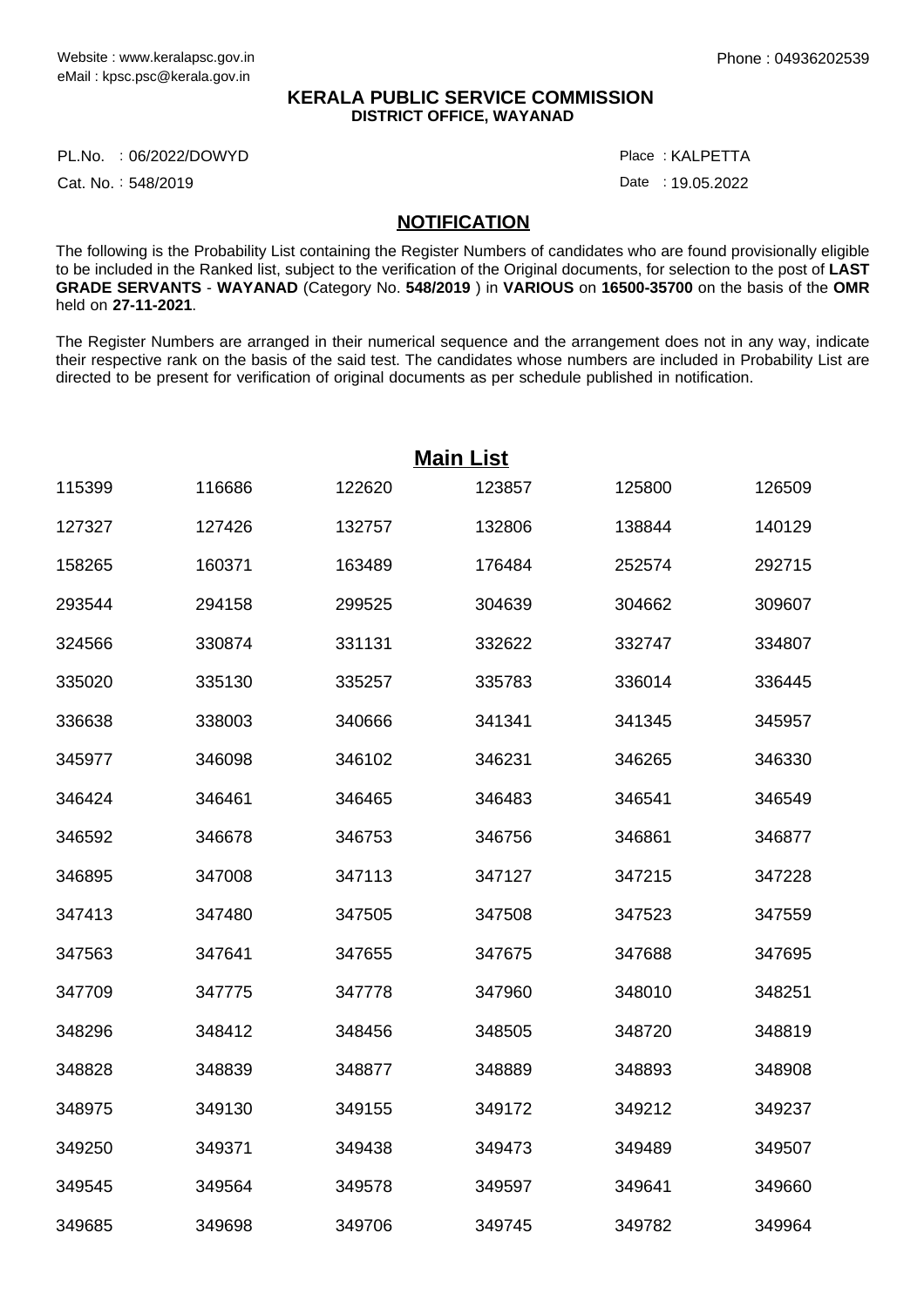Website : www.keralapsc.gov.in
eMail : kpsc.psc@kerala.gov.in

Phone : 04936202539

**KERALA PUBLIC SERVICE COMMISSION**
**DISTRICT OFFICE, WAYANAD**

PL.No. : 06/2022/DOWYD

Place : KALPETTA

Cat. No. : 548/2019

Date : 19.05.2022

## NOTIFICATION

The following is the Probability List containing the Register Numbers of candidates who are found provisionally eligible to be included in the Ranked list, subject to the verification of the Original documents, for selection to the post of **LAST GRADE SERVANTS** - **WAYANAD** (Category No. **548/2019** ) in **VARIOUS** on **16500-35700** on the basis of the **OMR** held on **27-11-2021**.

The Register Numbers are arranged in their numerical sequence and the arrangement does not in any way, indicate their respective rank on the basis of the said test. The candidates whose numbers are included in Probability List are directed to be present for verification of original documents as per schedule published in notification.

## Main List

| | | | | | |
|---|---|---|---|---|---|
| 115399 | 116686 | 122620 | 123857 | 125800 | 126509 |
| 127327 | 127426 | 132757 | 132806 | 138844 | 140129 |
| 158265 | 160371 | 163489 | 176484 | 252574 | 292715 |
| 293544 | 294158 | 299525 | 304639 | 304662 | 309607 |
| 324566 | 330874 | 331131 | 332622 | 332747 | 334807 |
| 335020 | 335130 | 335257 | 335783 | 336014 | 336445 |
| 336638 | 338003 | 340666 | 341341 | 341345 | 345957 |
| 345977 | 346098 | 346102 | 346231 | 346265 | 346330 |
| 346424 | 346461 | 346465 | 346483 | 346541 | 346549 |
| 346592 | 346678 | 346753 | 346756 | 346861 | 346877 |
| 346895 | 347008 | 347113 | 347127 | 347215 | 347228 |
| 347413 | 347480 | 347505 | 347508 | 347523 | 347559 |
| 347563 | 347641 | 347655 | 347675 | 347688 | 347695 |
| 347709 | 347775 | 347778 | 347960 | 348010 | 348251 |
| 348296 | 348412 | 348456 | 348505 | 348720 | 348819 |
| 348828 | 348839 | 348877 | 348889 | 348893 | 348908 |
| 348975 | 349130 | 349155 | 349172 | 349212 | 349237 |
| 349250 | 349371 | 349438 | 349473 | 349489 | 349507 |
| 349545 | 349564 | 349578 | 349597 | 349641 | 349660 |
| 349685 | 349698 | 349706 | 349745 | 349782 | 349964 |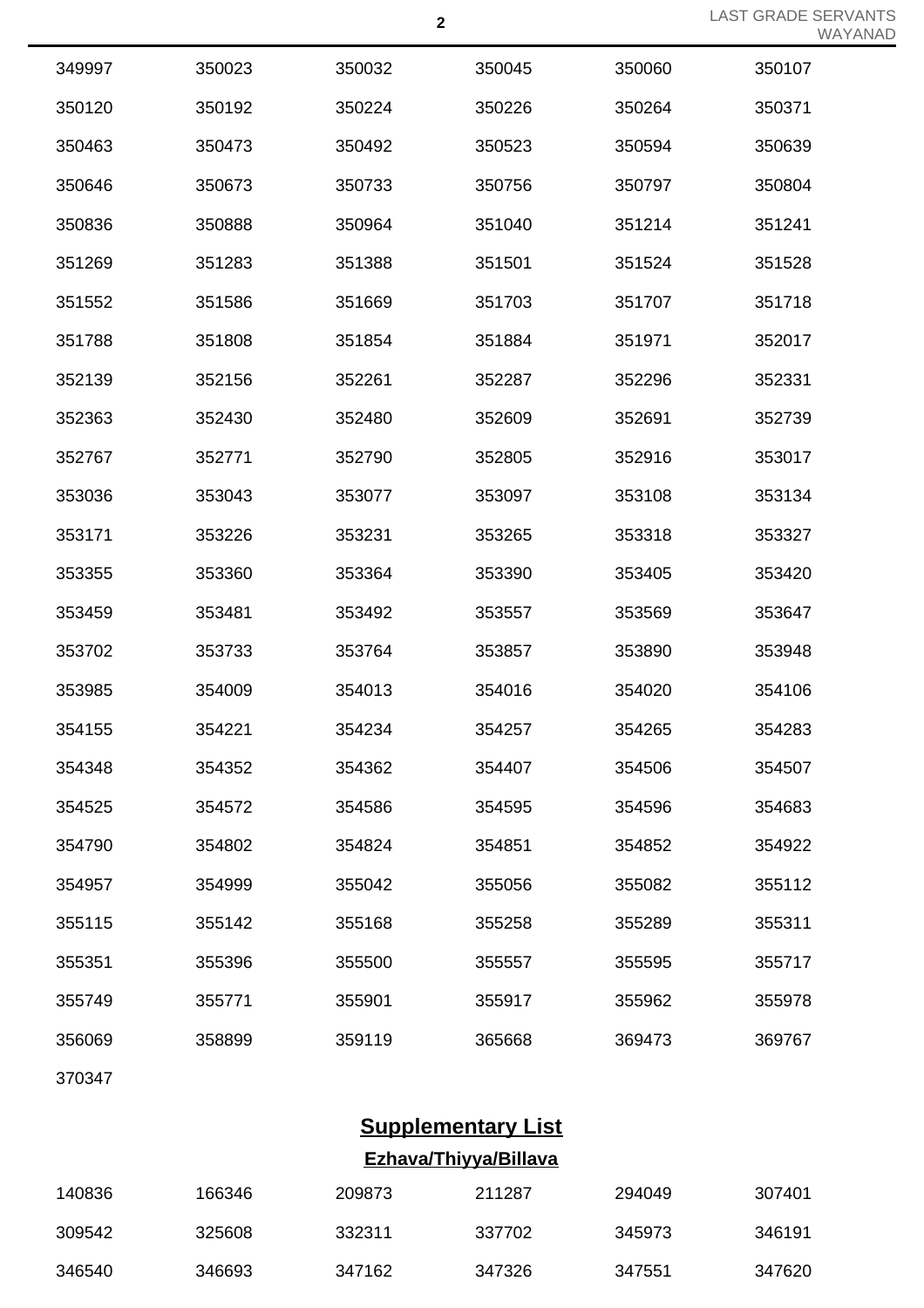| | | | | | |
|---|---|---|---|---|---|
| 349997 | 350023 | 350032 | 350045 | 350060 | 350107 |
| 350120 | 350192 | 350224 | 350226 | 350264 | 350371 |
| 350463 | 350473 | 350492 | 350523 | 350594 | 350639 |
| 350646 | 350673 | 350733 | 350756 | 350797 | 350804 |
| 350836 | 350888 | 350964 | 351040 | 351214 | 351241 |
| 351269 | 351283 | 351388 | 351501 | 351524 | 351528 |
| 351552 | 351586 | 351669 | 351703 | 351707 | 351718 |
| 351788 | 351808 | 351854 | 351884 | 351971 | 352017 |
| 352139 | 352156 | 352261 | 352287 | 352296 | 352331 |
| 352363 | 352430 | 352480 | 352609 | 352691 | 352739 |
| 352767 | 352771 | 352790 | 352805 | 352916 | 353017 |
| 353036 | 353043 | 353077 | 353097 | 353108 | 353134 |
| 353171 | 353226 | 353231 | 353265 | 353318 | 353327 |
| 353355 | 353360 | 353364 | 353390 | 353405 | 353420 |
| 353459 | 353481 | 353492 | 353557 | 353569 | 353647 |
| 353702 | 353733 | 353764 | 353857 | 353890 | 353948 |
| 353985 | 354009 | 354013 | 354016 | 354020 | 354106 |
| 354155 | 354221 | 354234 | 354257 | 354265 | 354283 |
| 354348 | 354352 | 354362 | 354407 | 354506 | 354507 |
| 354525 | 354572 | 354586 | 354595 | 354596 | 354683 |
| 354790 | 354802 | 354824 | 354851 | 354852 | 354922 |
| 354957 | 354999 | 355042 | 355056 | 355082 | 355112 |
| 355115 | 355142 | 355168 | 355258 | 355289 | 355311 |
| 355351 | 355396 | 355500 | 355557 | 355595 | 355717 |
| 355749 | 355771 | 355901 | 355917 | 355962 | 355978 |
| 356069 | 358899 | 359119 | 365668 | 369473 | 369767 |
| 370347 | | | | | |

## Supplementary List

### Ezhava/Thiyya/Billava

| | | | | | |
|---|---|---|---|---|---|
| 140836 | 166346 | 209873 | 211287 | 294049 | 307401 |
| 309542 | 325608 | 332311 | 337702 | 345973 | 346191 |
| 346540 | 346693 | 347162 | 347326 | 347551 | 347620 |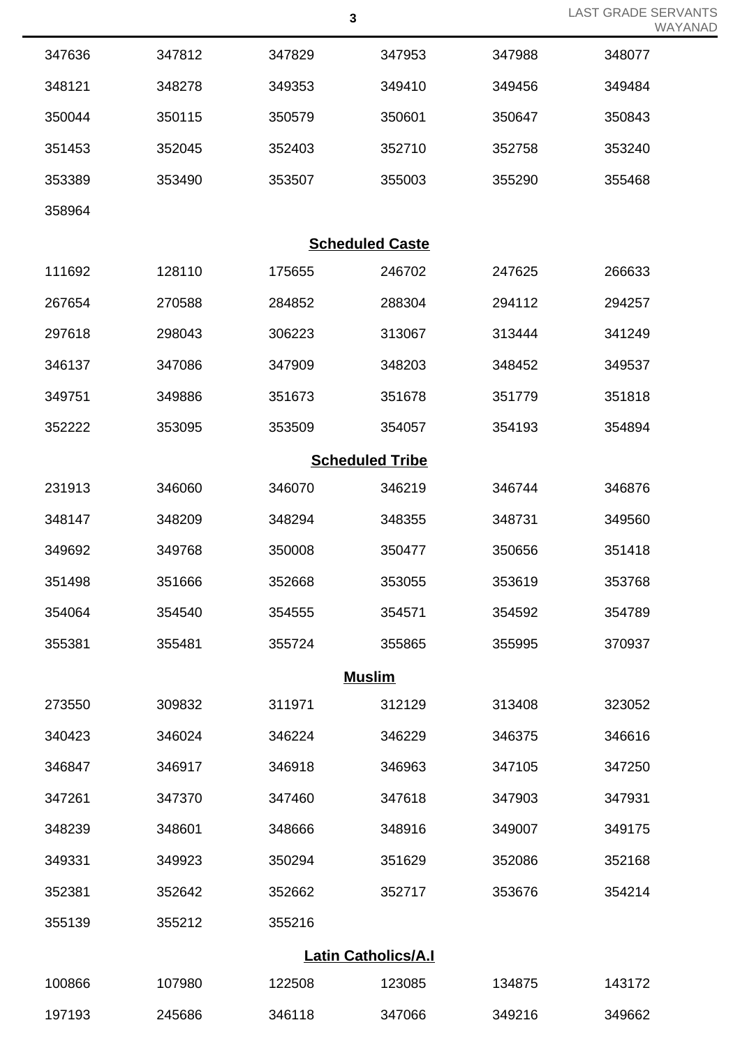| | | | | | |
|---|---|---|---|---|---|
| 347636 | 347812 | 347829 | 347953 | 347988 | 348077 |
| 348121 | 348278 | 349353 | 349410 | 349456 | 349484 |
| 350044 | 350115 | 350579 | 350601 | 350647 | 350843 |
| 351453 | 352045 | 352403 | 352710 | 352758 | 353240 |
| 353389 | 353490 | 353507 | 355003 | 355290 | 355468 |
| 358964 | | | | | |

**Scheduled Caste**

| | | | | | |
|---|---|---|---|---|---|
| 111692 | 128110 | 175655 | 246702 | 247625 | 266633 |
| 267654 | 270588 | 284852 | 288304 | 294112 | 294257 |
| 297618 | 298043 | 306223 | 313067 | 313444 | 341249 |
| 346137 | 347086 | 347909 | 348203 | 348452 | 349537 |
| 349751 | 349886 | 351673 | 351678 | 351779 | 351818 |
| 352222 | 353095 | 353509 | 354057 | 354193 | 354894 |

**Scheduled Tribe**

| | | | | | |
|---|---|---|---|---|---|
| 231913 | 346060 | 346070 | 346219 | 346744 | 346876 |
| 348147 | 348209 | 348294 | 348355 | 348731 | 349560 |
| 349692 | 349768 | 350008 | 350477 | 350656 | 351418 |
| 351498 | 351666 | 352668 | 353055 | 353619 | 353768 |
| 354064 | 354540 | 354555 | 354571 | 354592 | 354789 |
| 355381 | 355481 | 355724 | 355865 | 355995 | 370937 |

**Muslim**

| | | | | | |
|---|---|---|---|---|---|
| 273550 | 309832 | 311971 | 312129 | 313408 | 323052 |
| 340423 | 346024 | 346224 | 346229 | 346375 | 346616 |
| 346847 | 346917 | 346918 | 346963 | 347105 | 347250 |
| 347261 | 347370 | 347460 | 347618 | 347903 | 347931 |
| 348239 | 348601 | 348666 | 348916 | 349007 | 349175 |
| 349331 | 349923 | 350294 | 351629 | 352086 | 352168 |
| 352381 | 352642 | 352662 | 352717 | 353676 | 354214 |
| 355139 | 355212 | 355216 | | | |

**Latin Catholics/A.I**

| | | | | | |
|---|---|---|---|---|---|
| 100866 | 107980 | 122508 | 123085 | 134875 | 143172 |
| 197193 | 245686 | 346118 | 347066 | 349216 | 349662 |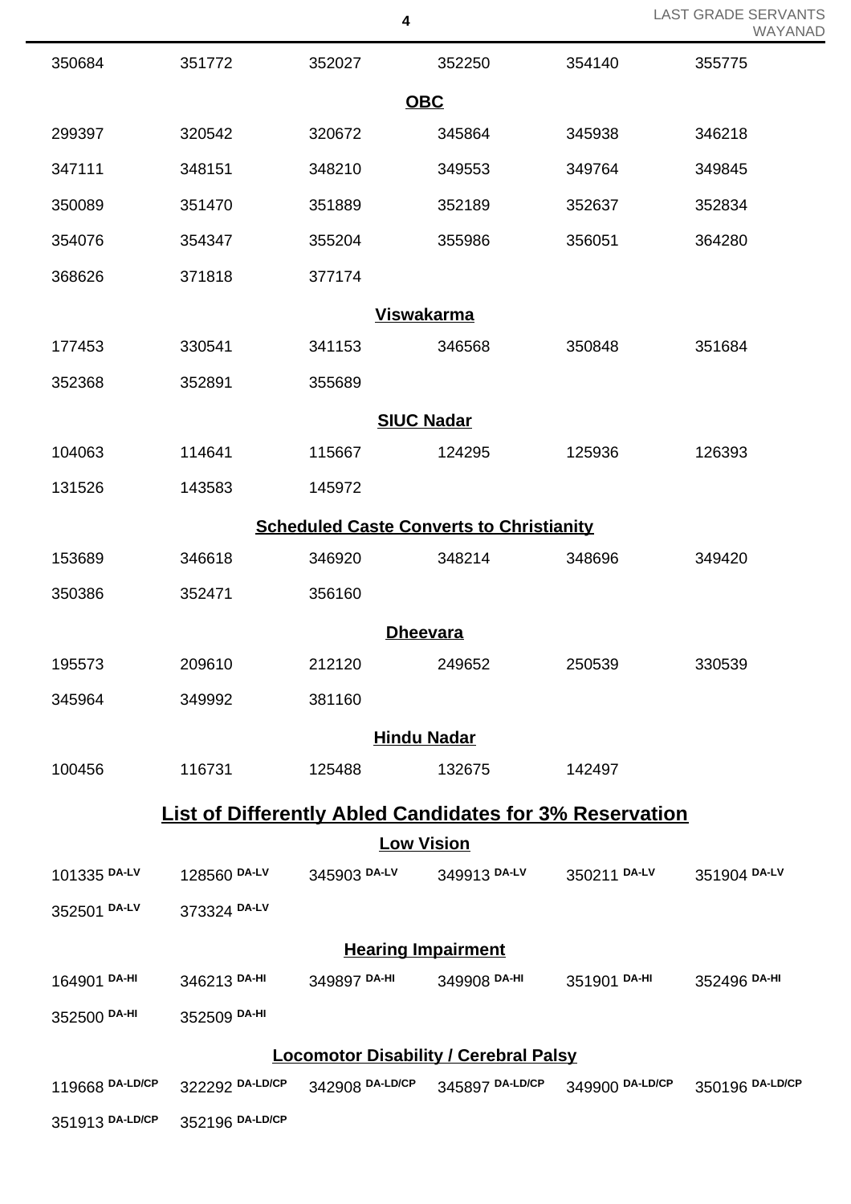| | | | | | |
|---|---|---|---|---|---|
| 350684 | 351772 | 352027 | 352250 | 354140 | 355775 |

### OBC

| | | | | | |
|---|---|---|---|---|---|
| 299397 | 320542 | 320672 | 345864 | 345938 | 346218 |
| 347111 | 348151 | 348210 | 349553 | 349764 | 349845 |
| 350089 | 351470 | 351889 | 352189 | 352637 | 352834 |
| 354076 | 354347 | 355204 | 355986 | 356051 | 364280 |
| 368626 | 371818 | 377174 | | | |

### Viswakarma

| | | | | | |
|---|---|---|---|---|---|
| 177453 | 330541 | 341153 | 346568 | 350848 | 351684 |
| 352368 | 352891 | 355689 | | | |

### SIUC Nadar

| | | | | | |
|---|---|---|---|---|---|
| 104063 | 114641 | 115667 | 124295 | 125936 | 126393 |
| 131526 | 143583 | 145972 | | | |

### Scheduled Caste Converts to Christianity

| | | | | | |
|---|---|---|---|---|---|
| 153689 | 346618 | 346920 | 348214 | 348696 | 349420 |
| 350386 | 352471 | 356160 | | | |

### Dheevara

| | | | | | |
|---|---|---|---|---|---|
| 195573 | 209610 | 212120 | 249652 | 250539 | 330539 |
| 345964 | 349992 | 381160 | | | |

### Hindu Nadar

| | | | | |
|---|---|---|---|---|
| 100456 | 116731 | 125488 | 132675 | 142497 |

## List of Differently Abled Candidates for 3% Reservation

### Low Vision

| | | | | | |
|---|---|---|---|---|---|
| 101335 DA-LV | 128560 DA-LV | 345903 DA-LV | 349913 DA-LV | 350211 DA-LV | 351904 DA-LV |
| 352501 DA-LV | 373324 DA-LV | | | | |

### Hearing Impairment

| | | | | | |
|---|---|---|---|---|---|
| 164901 DA-HI | 346213 DA-HI | 349897 DA-HI | 349908 DA-HI | 351901 DA-HI | 352496 DA-HI |
| 352500 DA-HI | 352509 DA-HI | | | | |

### Locomotor Disability / Cerebral Palsy

| | | | | | |
|---|---|---|---|---|---|
| 119668 DA-LD/CP | 322292 DA-LD/CP | 342908 DA-LD/CP | 345897 DA-LD/CP | 349900 DA-LD/CP | 350196 DA-LD/CP |
| 351913 DA-LD/CP | 352196 DA-LD/CP | | | | |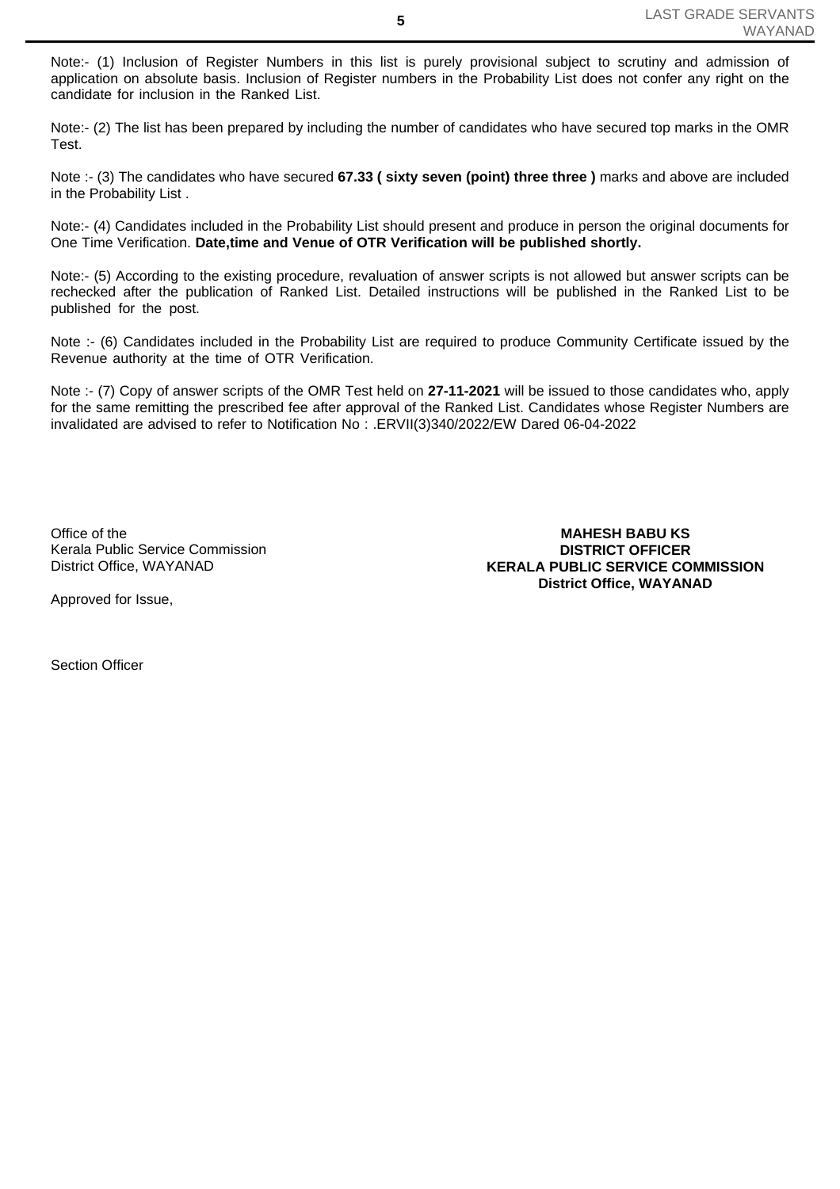Note:- (1) Inclusion of Register Numbers in this list is purely provisional subject to scrutiny and admission of application on absolute basis. Inclusion of Register numbers in the Probability List does not confer any right on the candidate for inclusion in the Ranked List.

Note:- (2) The list has been prepared by including the number of candidates who have secured top marks in the OMR Test.

Note :- (3) The candidates who have secured **67.33 ( sixty seven (point) three three )** marks and above are included in the Probability List .

Note:- (4) Candidates included in the Probability List should present and produce in person the original documents for One Time Verification. **Date,time and Venue of OTR Verification will be published shortly.**

Note:- (5) According to the existing procedure, revaluation of answer scripts is not allowed but answer scripts can be rechecked after the publication of Ranked List. Detailed instructions will be published in the Ranked List to be published for the post.

Note :- (6) Candidates included in the Probability List are required to produce Community Certificate issued by the Revenue authority at the time of OTR Verification.

Note :- (7) Copy of answer scripts of the OMR Test held on **27-11-2021** will be issued to those candidates who, apply for the same remitting the prescribed fee after approval of the Ranked List. Candidates whose Register Numbers are invalidated are advised to refer to Notification No : .ERVII(3)340/2022/EW Dared 06-04-2022

Office of the
Kerala Public Service Commission
District Office, WAYANAD

**MAHESH BABU KS**
**DISTRICT OFFICER**
**KERALA PUBLIC SERVICE COMMISSION**
**District Office, WAYANAD**

Approved for Issue,

Section Officer